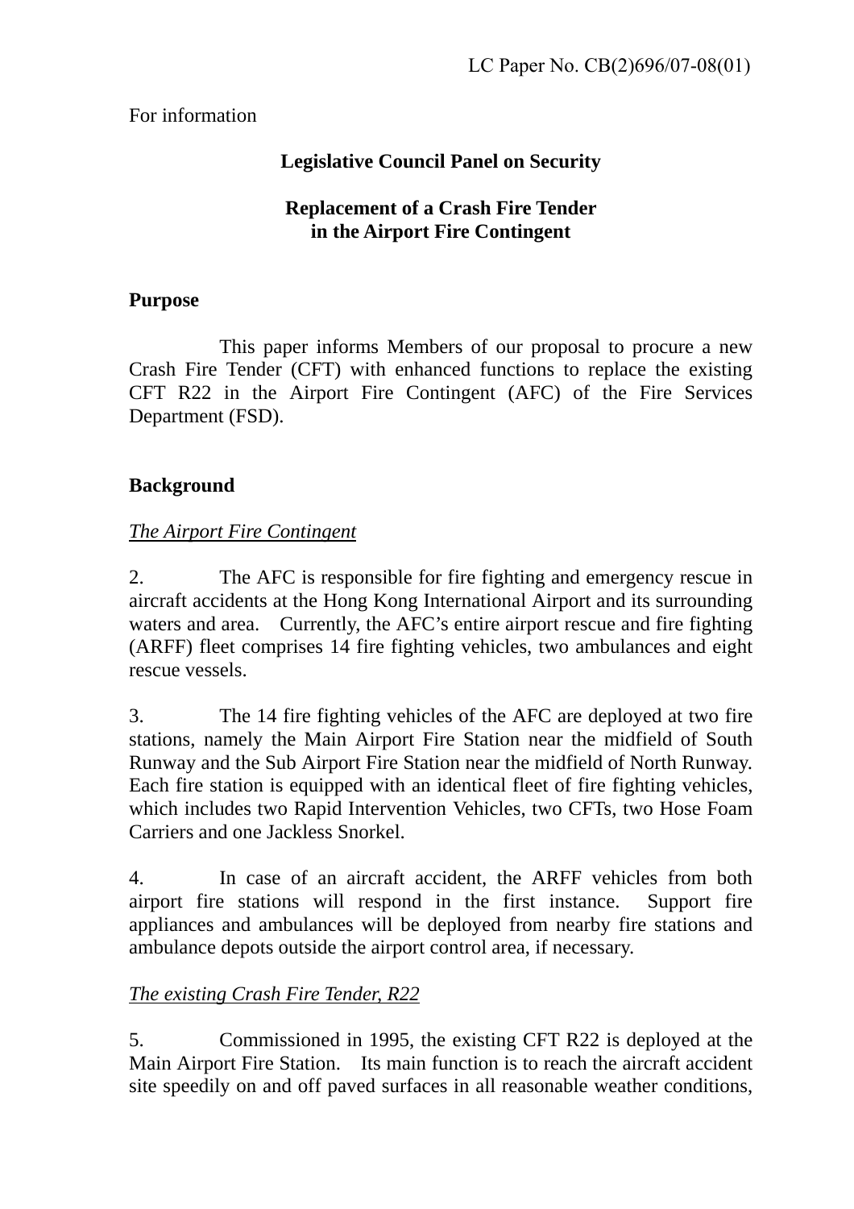LC Paper No. CB(2)696/07-08(01)

For information

**Legislative Council Panel on Security**

**Replacement of a Crash Fire Tender in the Airport Fire Contingent**

## Purpose

This paper informs Members of our proposal to procure a new Crash Fire Tender (CFT) with enhanced functions to replace the existing CFT R22 in the Airport Fire Contingent (AFC) of the Fire Services Department (FSD).

## Background

*The Airport Fire Contingent*

2. The AFC is responsible for fire fighting and emergency rescue in aircraft accidents at the Hong Kong International Airport and its surrounding waters and area. Currently, the AFC's entire airport rescue and fire fighting (ARFF) fleet comprises 14 fire fighting vehicles, two ambulances and eight rescue vessels.

3. The 14 fire fighting vehicles of the AFC are deployed at two fire stations, namely the Main Airport Fire Station near the midfield of South Runway and the Sub Airport Fire Station near the midfield of North Runway. Each fire station is equipped with an identical fleet of fire fighting vehicles, which includes two Rapid Intervention Vehicles, two CFTs, two Hose Foam Carriers and one Jackless Snorkel.

4. In case of an aircraft accident, the ARFF vehicles from both airport fire stations will respond in the first instance. Support fire appliances and ambulances will be deployed from nearby fire stations and ambulance depots outside the airport control area, if necessary.

*The existing Crash Fire Tender, R22*

5. Commissioned in 1995, the existing CFT R22 is deployed at the Main Airport Fire Station. Its main function is to reach the aircraft accident site speedily on and off paved surfaces in all reasonable weather conditions,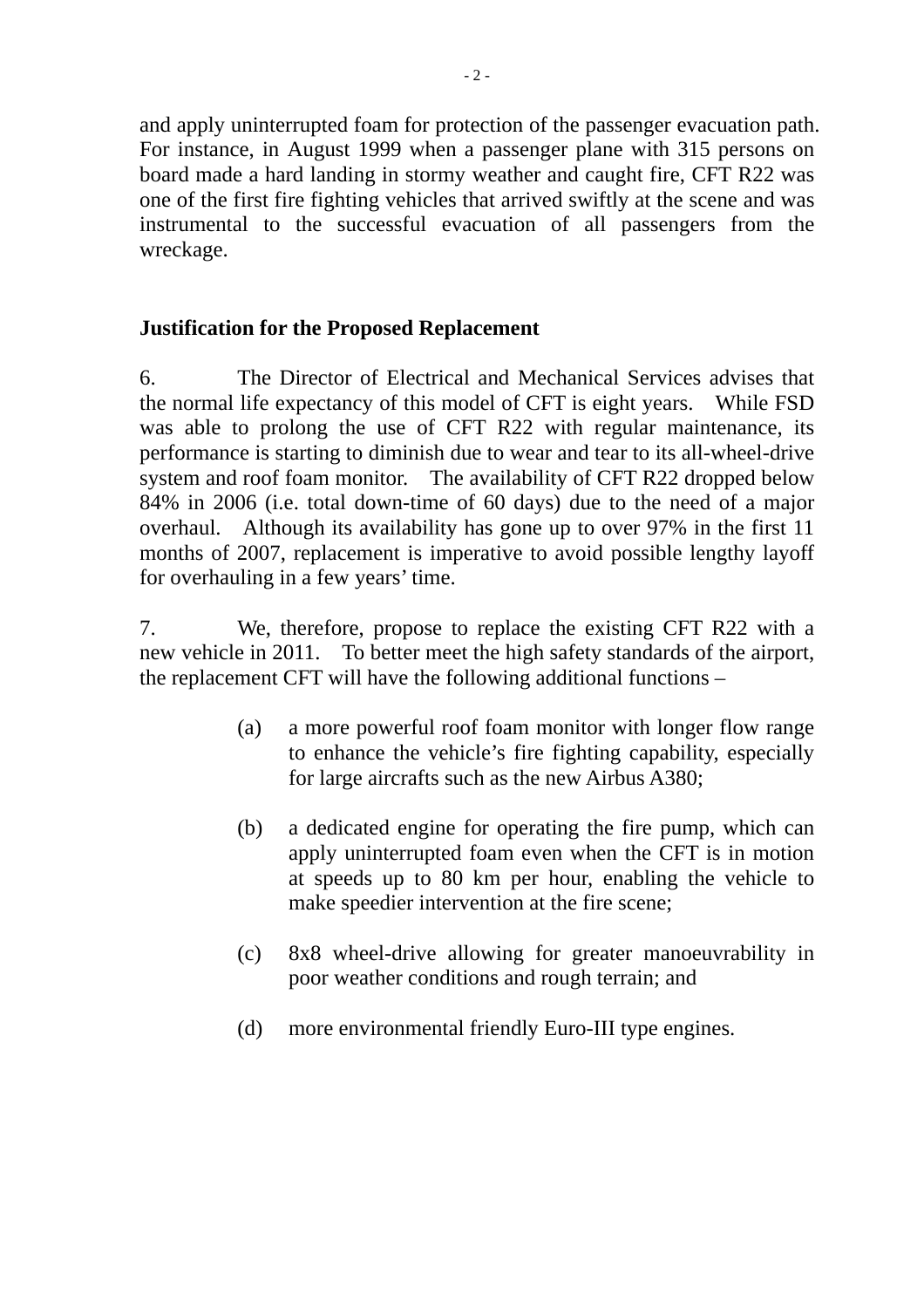and apply uninterrupted foam for protection of the passenger evacuation path. For instance, in August 1999 when a passenger plane with 315 persons on board made a hard landing in stormy weather and caught fire, CFT R22 was one of the first fire fighting vehicles that arrived swiftly at the scene and was instrumental to the successful evacuation of all passengers from the wreckage.

**Justification for the Proposed Replacement**

6. The Director of Electrical and Mechanical Services advises that the normal life expectancy of this model of CFT is eight years. While FSD was able to prolong the use of CFT R22 with regular maintenance, its performance is starting to diminish due to wear and tear to its all-wheel-drive system and roof foam monitor. The availability of CFT R22 dropped below 84% in 2006 (i.e. total down-time of 60 days) due to the need of a major overhaul. Although its availability has gone up to over 97% in the first 11 months of 2007, replacement is imperative to avoid possible lengthy layoff for overhauling in a few years' time.

7. We, therefore, propose to replace the existing CFT R22 with a new vehicle in 2011. To better meet the high safety standards of the airport, the replacement CFT will have the following additional functions –

(a) a more powerful roof foam monitor with longer flow range to enhance the vehicle's fire fighting capability, especially for large aircrafts such as the new Airbus A380;

(b) a dedicated engine for operating the fire pump, which can apply uninterrupted foam even when the CFT is in motion at speeds up to 80 km per hour, enabling the vehicle to make speedier intervention at the fire scene;

(c) 8x8 wheel-drive allowing for greater manoeuvrability in poor weather conditions and rough terrain; and

(d) more environmental friendly Euro-III type engines.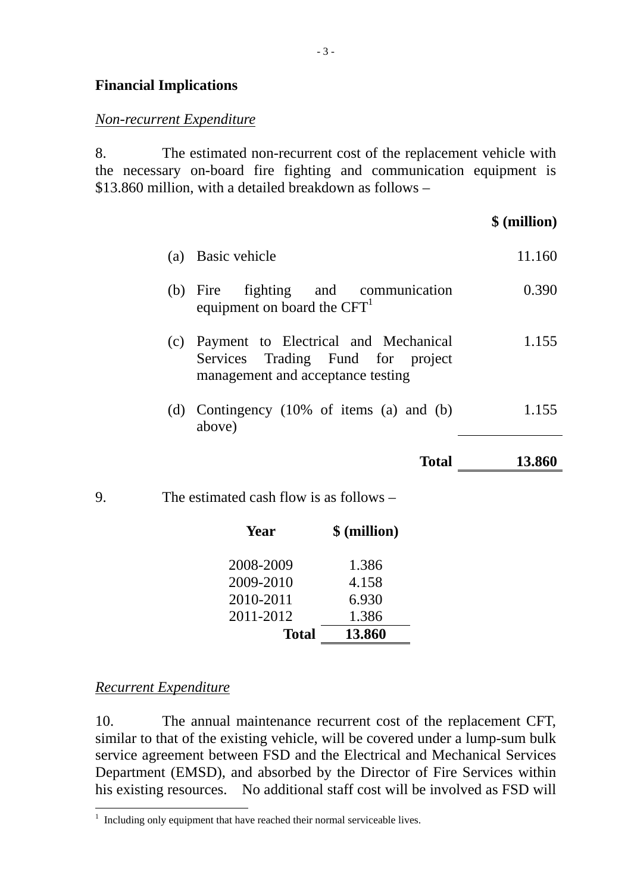**Financial Implications**

*Non-recurrent Expenditure*

8. The estimated non-recurrent cost of the replacement vehicle with the necessary on-board fire fighting and communication equipment is $13.860 million, with a detailed breakdown as follows –

| | | $ (million) |
|---|---|---|
| (a) | Basic vehicle | 11.160 |
| (b) | Fire fighting and communication equipment on board the CFT[1] | 0.390 |
| (c) | Payment to Electrical and Mechanical Services Trading Fund for project management and acceptance testing | 1.155 |
| (d) | Contingency (10% of items (a) and (b) above) | 1.155 |
| | **Total** | **13.860** |

9. The estimated cash flow is as follows –

| Year | $ (million) |
|---|---|
| 2008-2009 | 1.386 |
| 2009-2010 | 4.158 |
| 2010-2011 | 6.930 |
| 2011-2012 | 1.386 |
| **Total** | **13.860** |

*Recurrent Expenditure*

10. The annual maintenance recurrent cost of the replacement CFT, similar to that of the existing vehicle, will be covered under a lump-sum bulk service agreement between FSD and the Electrical and Mechanical Services Department (EMSD), and absorbed by the Director of Fire Services within his existing resources. No additional staff cost will be involved as FSD will

[1] Including only equipment that have reached their normal serviceable lives.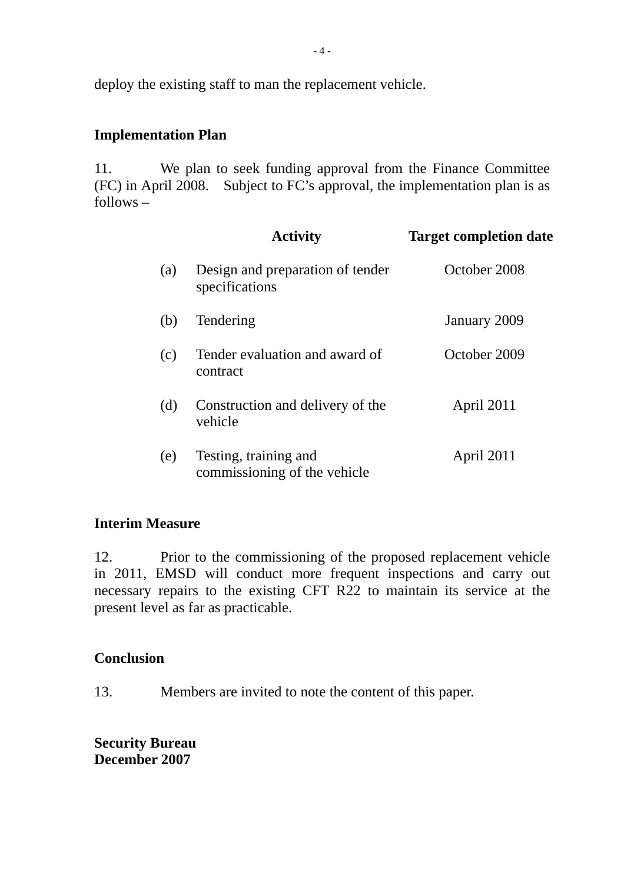deploy the existing staff to man the replacement vehicle.

**Implementation Plan**

11. We plan to seek funding approval from the Finance Committee (FC) in April 2008. Subject to FC's approval, the implementation plan is as follows –

| | Activity | Target completion date |
|---|---|---|
| (a) | Design and preparation of tender specifications | October 2008 |
| (b) | Tendering | January 2009 |
| (c) | Tender evaluation and award of contract | October 2009 |
| (d) | Construction and delivery of the vehicle | April 2011 |
| (e) | Testing, training and commissioning of the vehicle | April 2011 |

**Interim Measure**

12. Prior to the commissioning of the proposed replacement vehicle in 2011, EMSD will conduct more frequent inspections and carry out necessary repairs to the existing CFT R22 to maintain its service at the present level as far as practicable.

**Conclusion**

13. Members are invited to note the content of this paper.

**Security Bureau**
**December 2007**